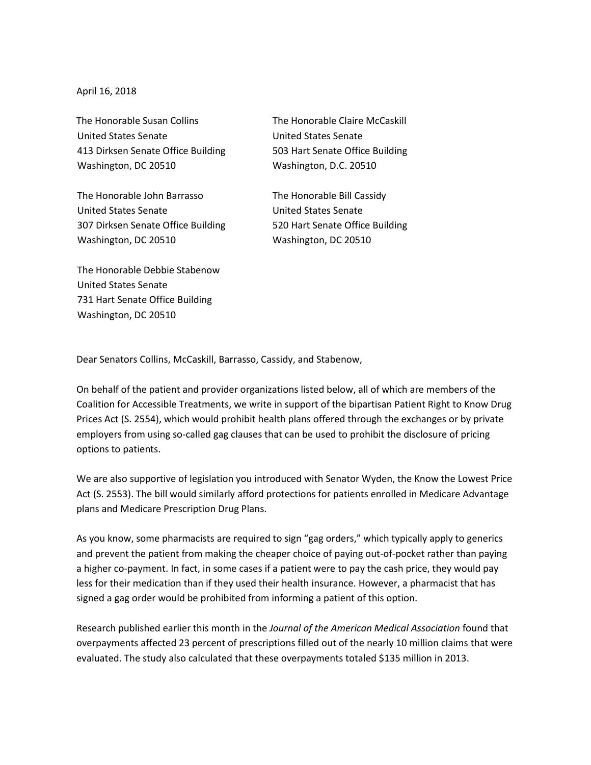April 16, 2018

The Honorable Susan Collins
United States Senate
413 Dirksen Senate Office Building
Washington, DC 20510

The Honorable Claire McCaskill
United States Senate
503 Hart Senate Office Building
Washington, D.C. 20510

The Honorable John Barrasso
United States Senate
307 Dirksen Senate Office Building
Washington, DC 20510

The Honorable Bill Cassidy
United States Senate
520 Hart Senate Office Building
Washington, DC 20510

The Honorable Debbie Stabenow
United States Senate
731 Hart Senate Office Building
Washington, DC 20510

Dear Senators Collins, McCaskill, Barrasso, Cassidy, and Stabenow,

On behalf of the patient and provider organizations listed below, all of which are members of the Coalition for Accessible Treatments, we write in support of the bipartisan Patient Right to Know Drug Prices Act (S. 2554), which would prohibit health plans offered through the exchanges or by private employers from using so-called gag clauses that can be used to prohibit the disclosure of pricing options to patients.

We are also supportive of legislation you introduced with Senator Wyden, the Know the Lowest Price Act (S. 2553). The bill would similarly afford protections for patients enrolled in Medicare Advantage plans and Medicare Prescription Drug Plans.

As you know, some pharmacists are required to sign "gag orders," which typically apply to generics and prevent the patient from making the cheaper choice of paying out-of-pocket rather than paying a higher co-payment. In fact, in some cases if a patient were to pay the cash price, they would pay less for their medication than if they used their health insurance. However, a pharmacist that has signed a gag order would be prohibited from informing a patient of this option.

Research published earlier this month in the *Journal of the American Medical Association* found that overpayments affected 23 percent of prescriptions filled out of the nearly 10 million claims that were evaluated. The study also calculated that these overpayments totaled $135 million in 2013.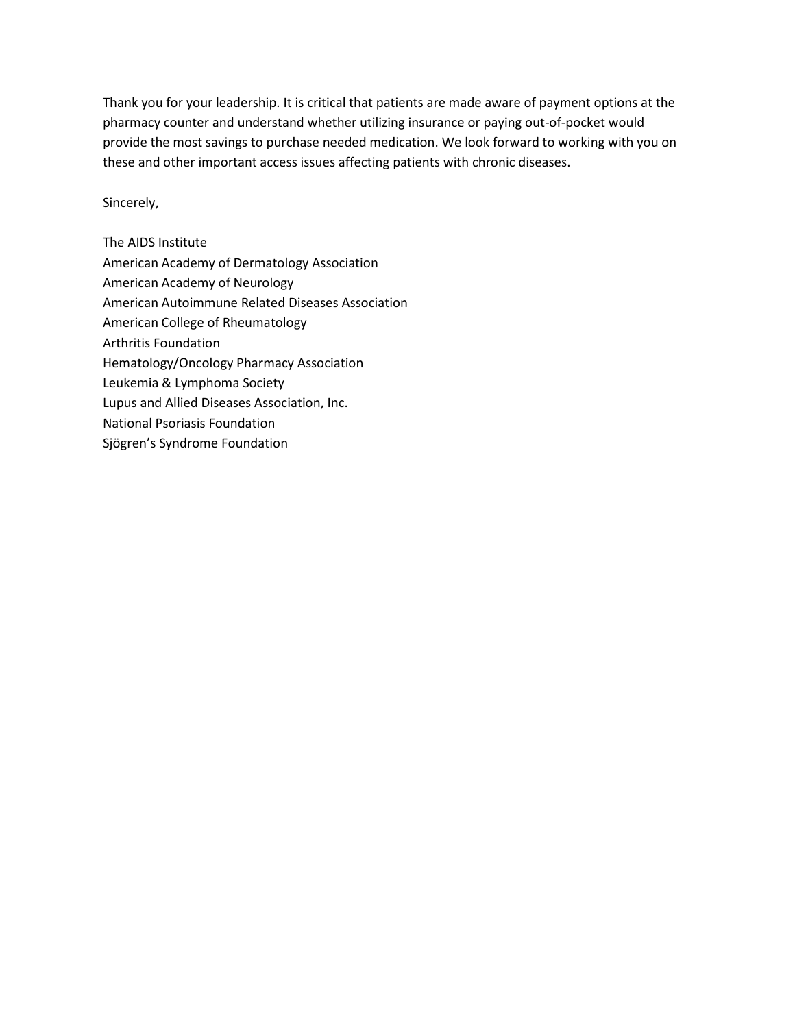Thank you for your leadership. It is critical that patients are made aware of payment options at the pharmacy counter and understand whether utilizing insurance or paying out-of-pocket would provide the most savings to purchase needed medication. We look forward to working with you on these and other important access issues affecting patients with chronic diseases.

Sincerely,

The AIDS Institute
American Academy of Dermatology Association
American Academy of Neurology
American Autoimmune Related Diseases Association
American College of Rheumatology
Arthritis Foundation
Hematology/Oncology Pharmacy Association
Leukemia & Lymphoma Society
Lupus and Allied Diseases Association, Inc.
National Psoriasis Foundation
Sjögren's Syndrome Foundation